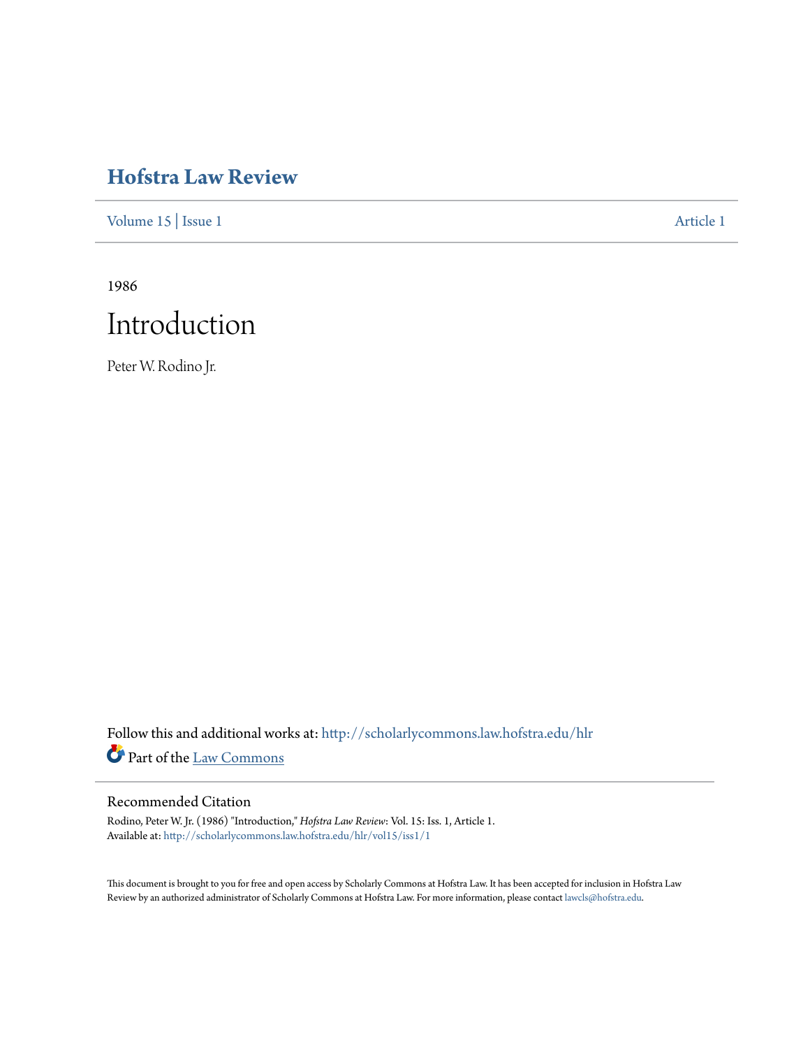# Hofstra Law Review

Volume 15 | Issue 1 Article 1

1986

# Introduction

Peter W. Rodino Jr.

Follow this and additional works at: http://scholarlycommons.law.hofstra.edu/hlr

Part of the Law Commons

## Recommended Citation

Rodino, Peter W. Jr. (1986) "Introduction," *Hofstra Law Review*: Vol. 15: Iss. 1, Article 1.
Available at: http://scholarlycommons.law.hofstra.edu/hlr/vol15/iss1/1

This document is brought to you for free and open access by Scholarly Commons at Hofstra Law. It has been accepted for inclusion in Hofstra Law Review by an authorized administrator of Scholarly Commons at Hofstra Law. For more information, please contact lawcls@hofstra.edu.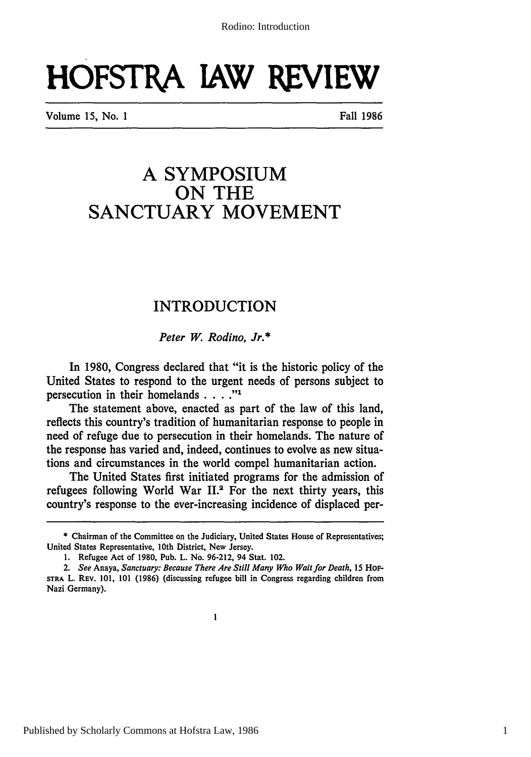# HOFSTRA LAW REVIEW

Volume 15, No. 1 — Fall 1986

## A SYMPOSIUM ON THE SANCTUARY MOVEMENT

### INTRODUCTION

*Peter W. Rodino, Jr.\**

In 1980, Congress declared that "it is the historic policy of the United States to respond to the urgent needs of persons subject to persecution in their homelands . . . ."[1]

The statement above, enacted as part of the law of this land, reflects this country's tradition of humanitarian response to people in need of refuge due to persecution in their homelands. The nature of the response has varied and, indeed, continues to evolve as new situations and circumstances in the world compel humanitarian action.

The United States first initiated programs for the admission of refugees following World War II.[2] For the next thirty years, this country's response to the ever-increasing incidence of displaced per-

---

\* Chairman of the Committee on the Judiciary, United States House of Representatives; United States Representative, 10th District, New Jersey.

1. Refugee Act of 1980, Pub. L. No. 96-212, 94 Stat. 102.

2. *See* Anaya, *Sanctuary: Because There Are Still Many Who Wait for Death*, 15 HOFSTRA L. REV. 101, 101 (1986) (discussing refugee bill in Congress regarding children from Nazi Germany).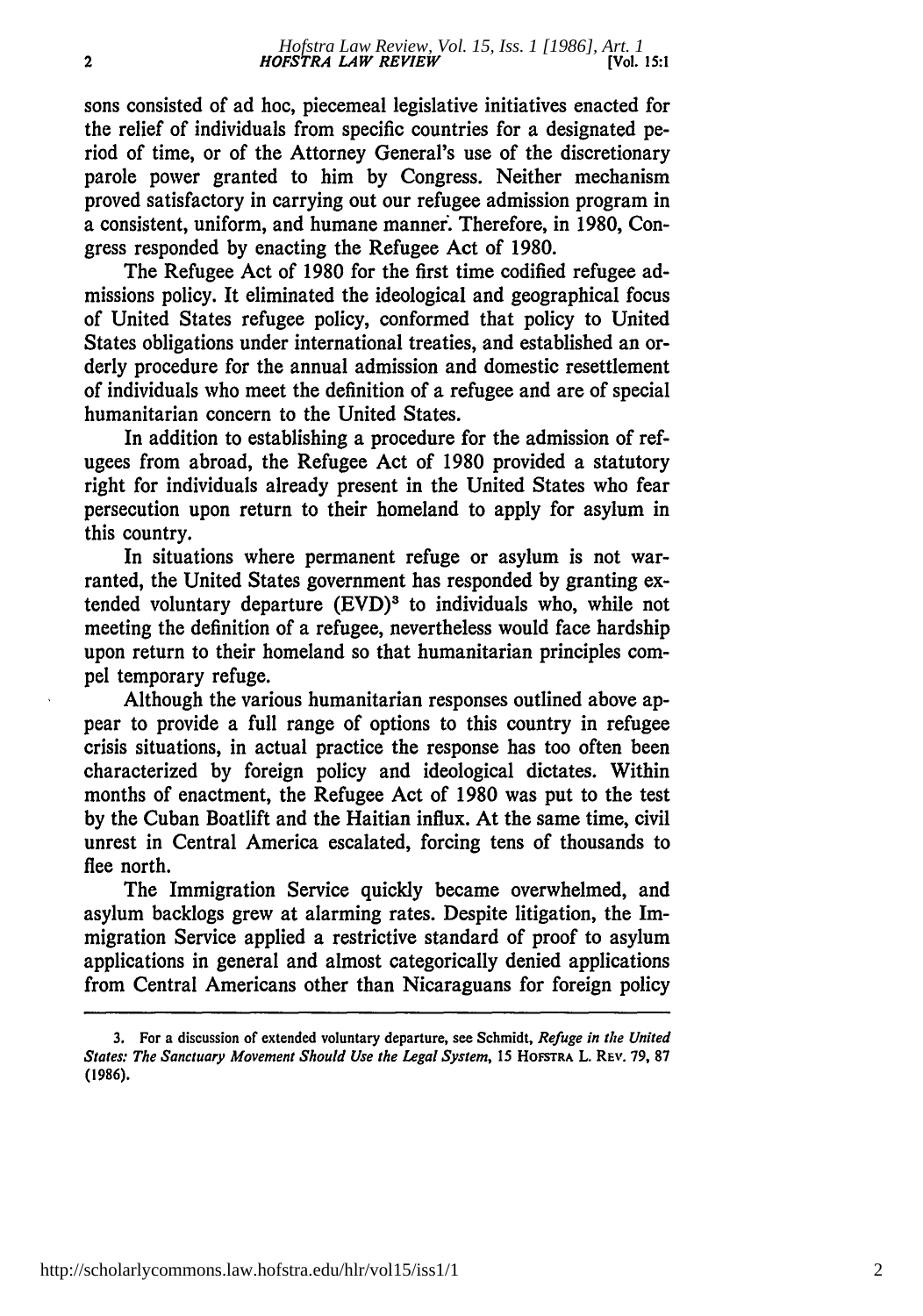sons consisted of ad hoc, piecemeal legislative initiatives enacted for the relief of individuals from specific countries for a designated period of time, or of the Attorney General's use of the discretionary parole power granted to him by Congress. Neither mechanism proved satisfactory in carrying out our refugee admission program in a consistent, uniform, and humane manner. Therefore, in 1980, Congress responded by enacting the Refugee Act of 1980.

The Refugee Act of 1980 for the first time codified refugee admissions policy. It eliminated the ideological and geographical focus of United States refugee policy, conformed that policy to United States obligations under international treaties, and established an orderly procedure for the annual admission and domestic resettlement of individuals who meet the definition of a refugee and are of special humanitarian concern to the United States.

In addition to establishing a procedure for the admission of refugees from abroad, the Refugee Act of 1980 provided a statutory right for individuals already present in the United States who fear persecution upon return to their homeland to apply for asylum in this country.

In situations where permanent refuge or asylum is not warranted, the United States government has responded by granting extended voluntary departure (EVD)[3] to individuals who, while not meeting the definition of a refugee, nevertheless would face hardship upon return to their homeland so that humanitarian principles compel temporary refuge.

Although the various humanitarian responses outlined above appear to provide a full range of options to this country in refugee crisis situations, in actual practice the response has too often been characterized by foreign policy and ideological dictates. Within months of enactment, the Refugee Act of 1980 was put to the test by the Cuban Boatlift and the Haitian influx. At the same time, civil unrest in Central America escalated, forcing tens of thousands to flee north.

The Immigration Service quickly became overwhelmed, and asylum backlogs grew at alarming rates. Despite litigation, the Immigration Service applied a restrictive standard of proof to asylum applications in general and almost categorically denied applications from Central Americans other than Nicaraguans for foreign policy

3. For a discussion of extended voluntary departure, see Schmidt, *Refuge in the United States: The Sanctuary Movement Should Use the Legal System*, 15 HOFSTRA L. REV. 79, 87 (1986).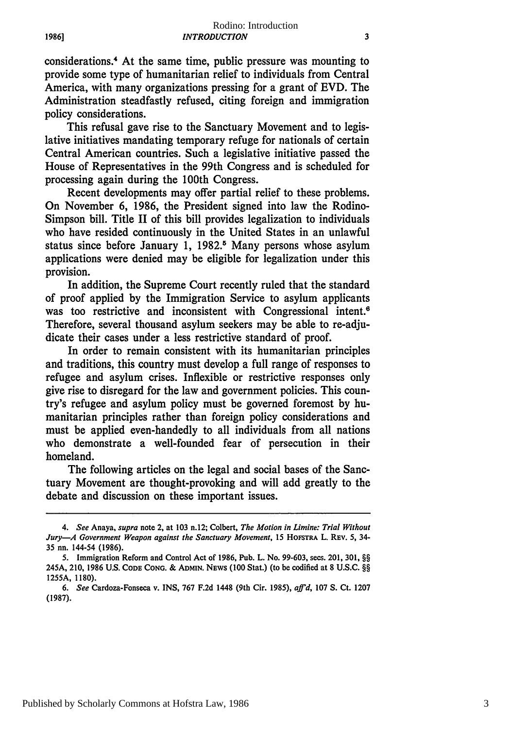considerations.[4] At the same time, public pressure was mounting to provide some type of humanitarian relief to individuals from Central America, with many organizations pressing for a grant of EVD. The Administration steadfastly refused, citing foreign and immigration policy considerations.

This refusal gave rise to the Sanctuary Movement and to legislative initiatives mandating temporary refuge for nationals of certain Central American countries. Such a legislative initiative passed the House of Representatives in the 99th Congress and is scheduled for processing again during the 100th Congress.

Recent developments may offer partial relief to these problems. On November 6, 1986, the President signed into law the Rodino-Simpson bill. Title II of this bill provides legalization to individuals who have resided continuously in the United States in an unlawful status since before January 1, 1982.[5] Many persons whose asylum applications were denied may be eligible for legalization under this provision.

In addition, the Supreme Court recently ruled that the standard of proof applied by the Immigration Service to asylum applicants was too restrictive and inconsistent with Congressional intent.[6] Therefore, several thousand asylum seekers may be able to re-adjudicate their cases under a less restrictive standard of proof.

In order to remain consistent with its humanitarian principles and traditions, this country must develop a full range of responses to refugee and asylum crises. Inflexible or restrictive responses only give rise to disregard for the law and government policies. This country's refugee and asylum policy must be governed foremost by humanitarian principles rather than foreign policy considerations and must be applied even-handedly to all individuals from all nations who demonstrate a well-founded fear of persecution in their homeland.

The following articles on the legal and social bases of the Sanctuary Movement are thought-provoking and will add greatly to the debate and discussion on these important issues.

---

4. *See* Anaya, *supra* note 2, at 103 n.12; Colbert, *The Motion in Limine: Trial Without Jury—A Government Weapon against the Sanctuary Movement*, 15 HOFSTRA L. REV. 5, 34-35 nn. 144-54 (1986).

5. Immigration Reform and Control Act of 1986, Pub. L. No. 99-603, secs. 201, 301, §§ 245A, 210, 1986 U.S. CODE CONG. & ADMIN. NEWS (100 Stat.) (to be codified at 8 U.S.C. §§ 1255A, 1180).

6. *See* Cardoza-Fonseca v. INS, 767 F.2d 1448 (9th Cir. 1985), *aff'd*, 107 S. Ct. 1207 (1987).